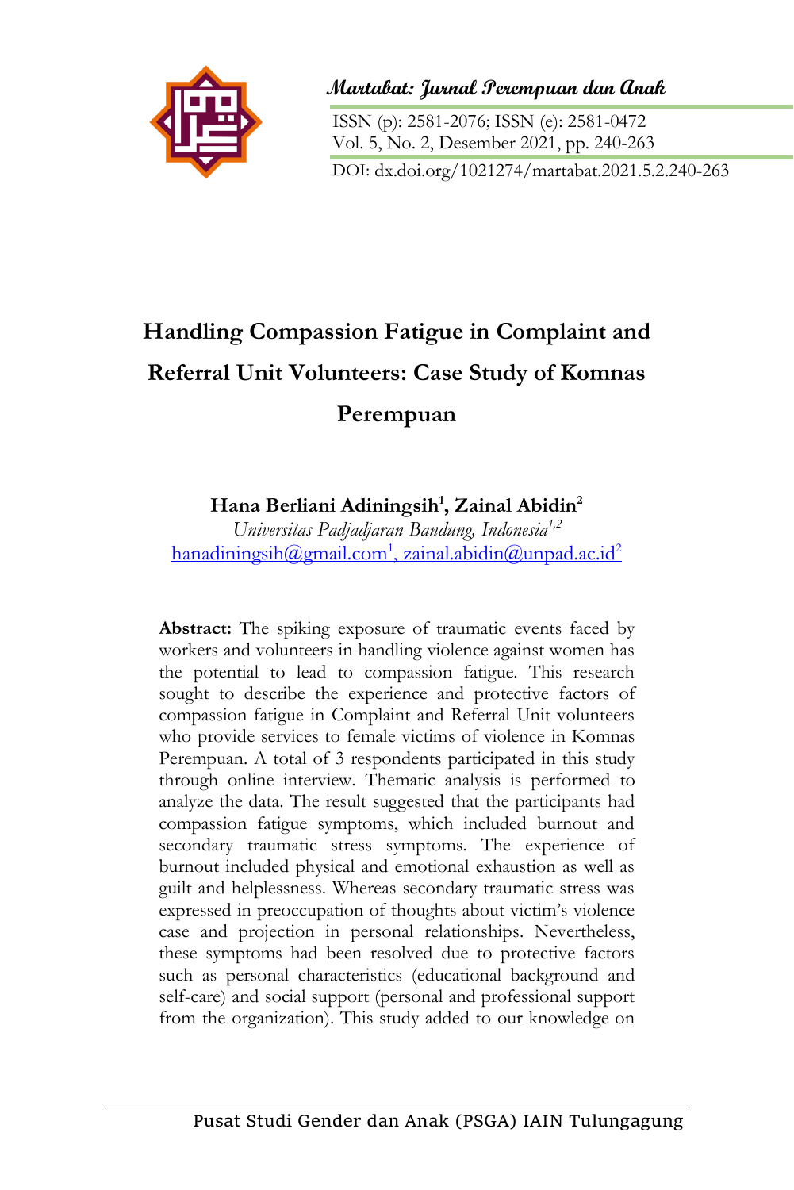# Handling Compassion Fatigue in Complaint and Referral Unit Volunteers: Case Study of Komnas Perempuan

**Hana Berliani Adiningsih[1], Zainal Abidin[2]**

*Universitas Padjadjaran Bandung, Indonesia[1,2]*

hanadiningsih@gmail.com[1], zainal.abidin@unpad.ac.id[2]

**Abstract:** The spiking exposure of traumatic events faced by workers and volunteers in handling violence against women has the potential to lead to compassion fatigue. This research sought to describe the experience and protective factors of compassion fatigue in Complaint and Referral Unit volunteers who provide services to female victims of violence in Komnas Perempuan. A total of 3 respondents participated in this study through online interview. Thematic analysis is performed to analyze the data. The result suggested that the participants had compassion fatigue symptoms, which included burnout and secondary traumatic stress symptoms. The experience of burnout included physical and emotional exhaustion as well as guilt and helplessness. Whereas secondary traumatic stress was expressed in preoccupation of thoughts about victim's violence case and projection in personal relationships. Nevertheless, these symptoms had been resolved due to protective factors such as personal characteristics (educational background and self-care) and social support (personal and professional support from the organization). This study added to our knowledge on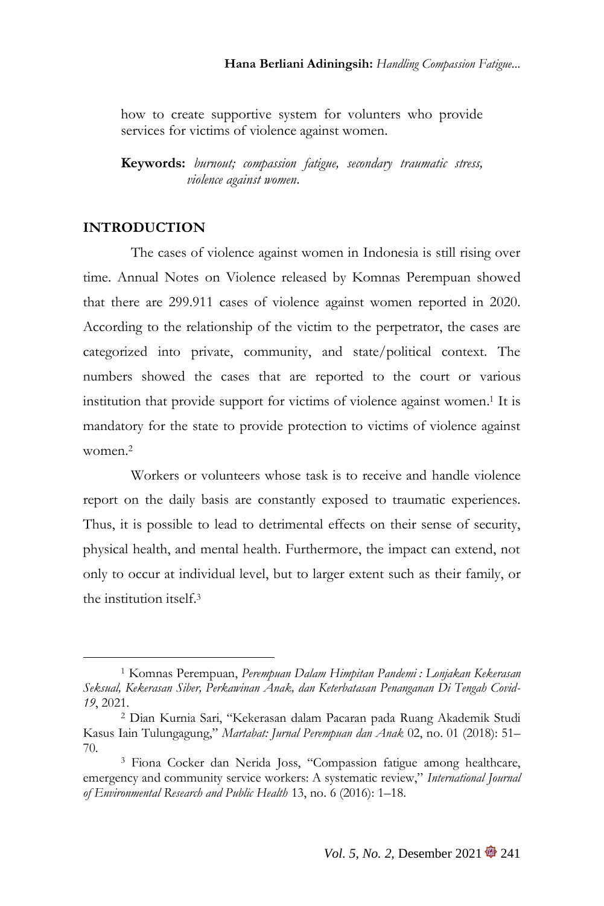how to create supportive system for volunters who provide services for victims of violence against women.

**Keywords:** *burnout; compassion fatigue, secondary traumatic stress, violence against women.*

## INTRODUCTION

The cases of violence against women in Indonesia is still rising over time. Annual Notes on Violence released by Komnas Perempuan showed that there are 299.911 cases of violence against women reported in 2020. According to the relationship of the victim to the perpetrator, the cases are categorized into private, community, and state/political context. The numbers showed the cases that are reported to the court or various institution that provide support for victims of violence against women.[1] It is mandatory for the state to provide protection to victims of violence against women.[2]

Workers or volunteers whose task is to receive and handle violence report on the daily basis are constantly exposed to traumatic experiences. Thus, it is possible to lead to detrimental effects on their sense of security, physical health, and mental health. Furthermore, the impact can extend, not only to occur at individual level, but to larger extent such as their family, or the institution itself.[3]

---

[1] Komnas Perempuan, *Perempuan Dalam Himpitan Pandemi : Lonjakan Kekerasan Seksual, Kekerasan Siber, Perkawinan Anak, dan Keterbatasan Penanganan Di Tengah Covid-19*, 2021.

[2] Dian Kurnia Sari, "Kekerasan dalam Pacaran pada Ruang Akademik Studi Kasus Iain Tulungagung," *Martabat: Jurnal Perempuan dan Anak* 02, no. 01 (2018): 51–70.

[3] Fiona Cocker dan Nerida Joss, "Compassion fatigue among healthcare, emergency and community service workers: A systematic review," *International Journal of Environmental Research and Public Health* 13, no. 6 (2016): 1–18.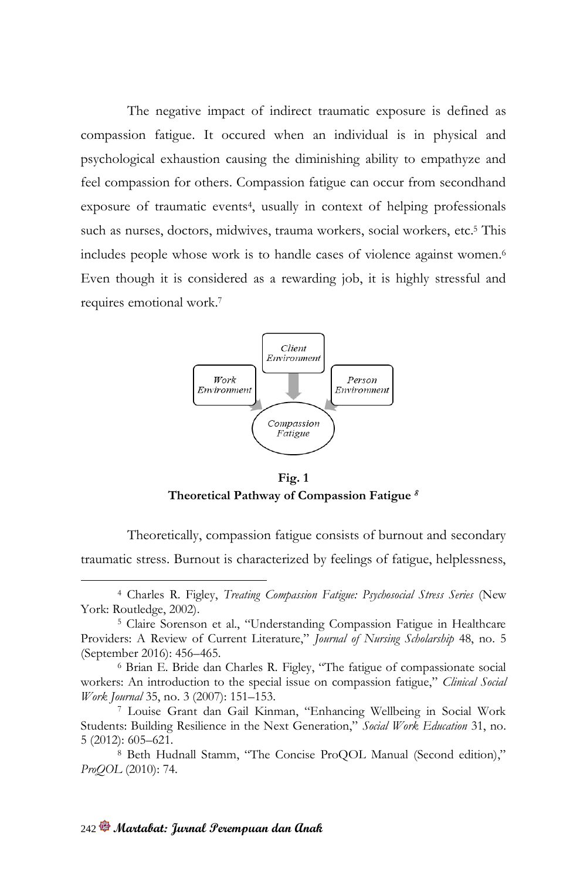The negative impact of indirect traumatic exposure is defined as compassion fatigue. It occured when an individual is in physical and psychological exhaustion causing the diminishing ability to empathyze and feel compassion for others. Compassion fatigue can occur from secondhand exposure of traumatic events[4], usually in context of helping professionals such as nurses, doctors, midwives, trauma workers, social workers, etc.[5] This includes people whose work is to handle cases of violence against women.[6] Even though it is considered as a rewarding job, it is highly stressful and requires emotional work.[7]

Work Environment — Client Environment — Person Environment → Compassion Fatigue

**Fig. 1**
**Theoretical Pathway of Compassion Fatigue** [8]

Theoretically, compassion fatigue consists of burnout and secondary traumatic stress. Burnout is characterized by feelings of fatigue, helplessness,

---

[4] Charles R. Figley, *Treating Compassion Fatigue: Psychosocial Stress Series* (New York: Routledge, 2002).

[5] Claire Sorenson et al., "Understanding Compassion Fatigue in Healthcare Providers: A Review of Current Literature," *Journal of Nursing Scholarship* 48, no. 5 (September 2016): 456–465.

[6] Brian E. Bride dan Charles R. Figley, "The fatigue of compassionate social workers: An introduction to the special issue on compassion fatigue," *Clinical Social Work Journal* 35, no. 3 (2007): 151–153.

[7] Louise Grant dan Gail Kinman, "Enhancing Wellbeing in Social Work Students: Building Resilience in the Next Generation," *Social Work Education* 31, no. 5 (2012): 605–621.

[8] Beth Hudnall Stamm, "The Concise ProQOL Manual (Second edition)," *ProQOL* (2010): 74.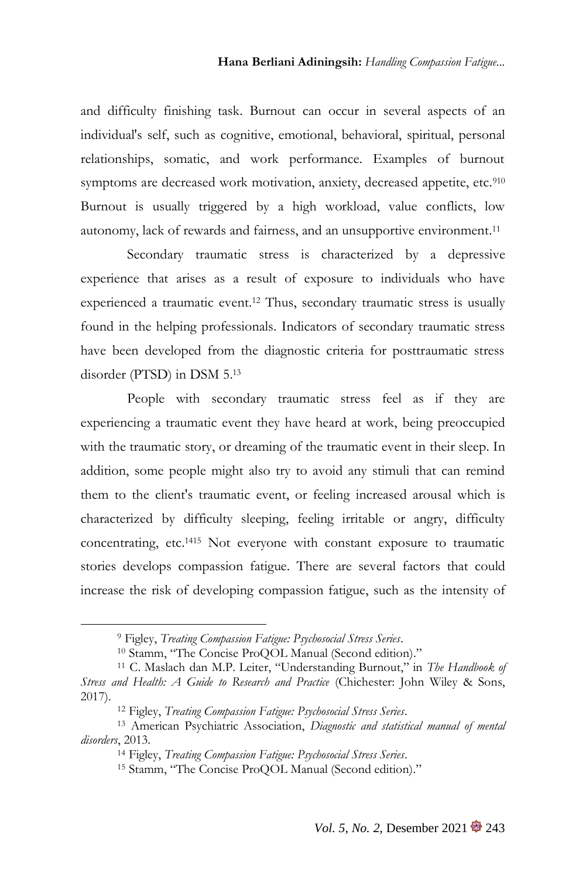and difficulty finishing task. Burnout can occur in several aspects of an individual's self, such as cognitive, emotional, behavioral, spiritual, personal relationships, somatic, and work performance. Examples of burnout symptoms are decreased work motivation, anxiety, decreased appetite, etc.[9][10] Burnout is usually triggered by a high workload, value conflicts, low autonomy, lack of rewards and fairness, and an unsupportive environment.[11]

Secondary traumatic stress is characterized by a depressive experience that arises as a result of exposure to individuals who have experienced a traumatic event.[12] Thus, secondary traumatic stress is usually found in the helping professionals. Indicators of secondary traumatic stress have been developed from the diagnostic criteria for posttraumatic stress disorder (PTSD) in DSM 5.[13]

People with secondary traumatic stress feel as if they are experiencing a traumatic event they have heard at work, being preoccupied with the traumatic story, or dreaming of the traumatic event in their sleep. In addition, some people might also try to avoid any stimuli that can remind them to the client's traumatic event, or feeling increased arousal which is characterized by difficulty sleeping, feeling irritable or angry, difficulty concentrating, etc.[14][15] Not everyone with constant exposure to traumatic stories develops compassion fatigue. There are several factors that could increase the risk of developing compassion fatigue, such as the intensity of

---

[9] Figley, *Treating Compassion Fatigue: Psychosocial Stress Series*.

[10] Stamm, "The Concise ProQOL Manual (Second edition)."

[11] C. Maslach dan M.P. Leiter, "Understanding Burnout," in *The Handbook of Stress and Health: A Guide to Research and Practice* (Chichester: John Wiley & Sons, 2017).

[12] Figley, *Treating Compassion Fatigue: Psychosocial Stress Series*.

[13] American Psychiatric Association, *Diagnostic and statistical manual of mental disorders*, 2013.

[14] Figley, *Treating Compassion Fatigue: Psychosocial Stress Series*.

[15] Stamm, "The Concise ProQOL Manual (Second edition)."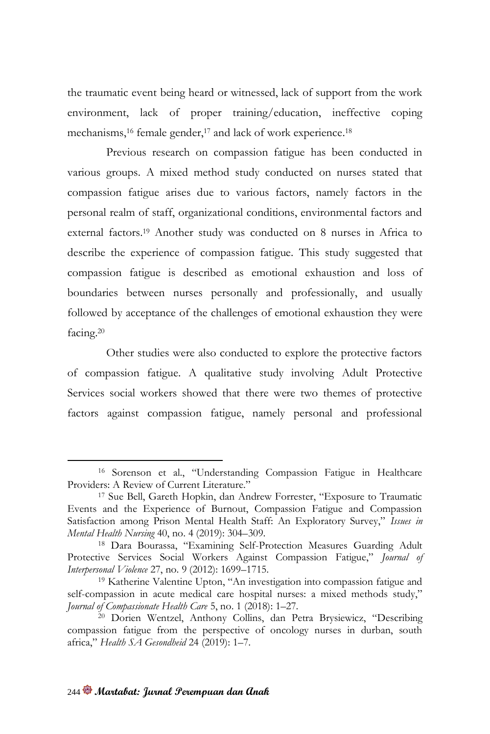the traumatic event being heard or witnessed, lack of support from the work environment, lack of proper training/education, ineffective coping mechanisms,[16] female gender,[17] and lack of work experience.[18]

Previous research on compassion fatigue has been conducted in various groups. A mixed method study conducted on nurses stated that compassion fatigue arises due to various factors, namely factors in the personal realm of staff, organizational conditions, environmental factors and external factors.[19] Another study was conducted on 8 nurses in Africa to describe the experience of compassion fatigue. This study suggested that compassion fatigue is described as emotional exhaustion and loss of boundaries between nurses personally and professionally, and usually followed by acceptance of the challenges of emotional exhaustion they were facing.[20]

Other studies were also conducted to explore the protective factors of compassion fatigue. A qualitative study involving Adult Protective Services social workers showed that there were two themes of protective factors against compassion fatigue, namely personal and professional

---

[16] Sorenson et al., "Understanding Compassion Fatigue in Healthcare Providers: A Review of Current Literature."

[17] Sue Bell, Gareth Hopkin, dan Andrew Forrester, "Exposure to Traumatic Events and the Experience of Burnout, Compassion Fatigue and Compassion Satisfaction among Prison Mental Health Staff: An Exploratory Survey," *Issues in Mental Health Nursing* 40, no. 4 (2019): 304–309.

[18] Dara Bourassa, "Examining Self-Protection Measures Guarding Adult Protective Services Social Workers Against Compassion Fatigue," *Journal of Interpersonal Violence* 27, no. 9 (2012): 1699–1715.

[19] Katherine Valentine Upton, "An investigation into compassion fatigue and self-compassion in acute medical care hospital nurses: a mixed methods study," *Journal of Compassionate Health Care* 5, no. 1 (2018): 1–27.

[20] Dorien Wentzel, Anthony Collins, dan Petra Brysiewicz, "Describing compassion fatigue from the perspective of oncology nurses in durban, south africa," *Health SA Gesondheid* 24 (2019): 1–7.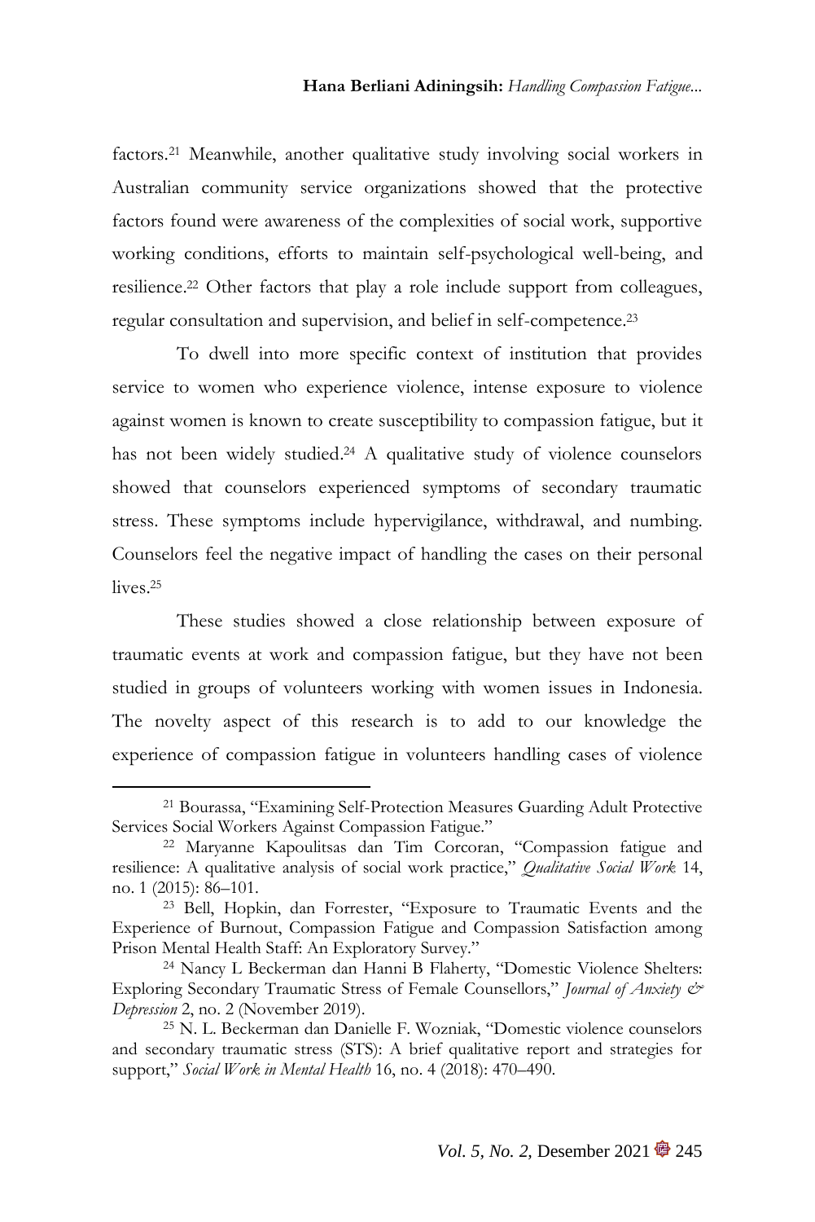factors.[21] Meanwhile, another qualitative study involving social workers in Australian community service organizations showed that the protective factors found were awareness of the complexities of social work, supportive working conditions, efforts to maintain self-psychological well-being, and resilience.[22] Other factors that play a role include support from colleagues, regular consultation and supervision, and belief in self-competence.[23]

To dwell into more specific context of institution that provides service to women who experience violence, intense exposure to violence against women is known to create susceptibility to compassion fatigue, but it has not been widely studied.[24] A qualitative study of violence counselors showed that counselors experienced symptoms of secondary traumatic stress. These symptoms include hypervigilance, withdrawal, and numbing. Counselors feel the negative impact of handling the cases on their personal lives.[25]

These studies showed a close relationship between exposure of traumatic events at work and compassion fatigue, but they have not been studied in groups of volunteers working with women issues in Indonesia. The novelty aspect of this research is to add to our knowledge the experience of compassion fatigue in volunteers handling cases of violence

---

[21] Bourassa, "Examining Self-Protection Measures Guarding Adult Protective Services Social Workers Against Compassion Fatigue."

[22] Maryanne Kapoulitsas dan Tim Corcoran, "Compassion fatigue and resilience: A qualitative analysis of social work practice," *Qualitative Social Work* 14, no. 1 (2015): 86–101.

[23] Bell, Hopkin, dan Forrester, "Exposure to Traumatic Events and the Experience of Burnout, Compassion Fatigue and Compassion Satisfaction among Prison Mental Health Staff: An Exploratory Survey."

[24] Nancy L Beckerman dan Hanni B Flaherty, "Domestic Violence Shelters: Exploring Secondary Traumatic Stress of Female Counsellors," *Journal of Anxiety & Depression* 2, no. 2 (November 2019).

[25] N. L. Beckerman dan Danielle F. Wozniak, "Domestic violence counselors and secondary traumatic stress (STS): A brief qualitative report and strategies for support," *Social Work in Mental Health* 16, no. 4 (2018): 470–490.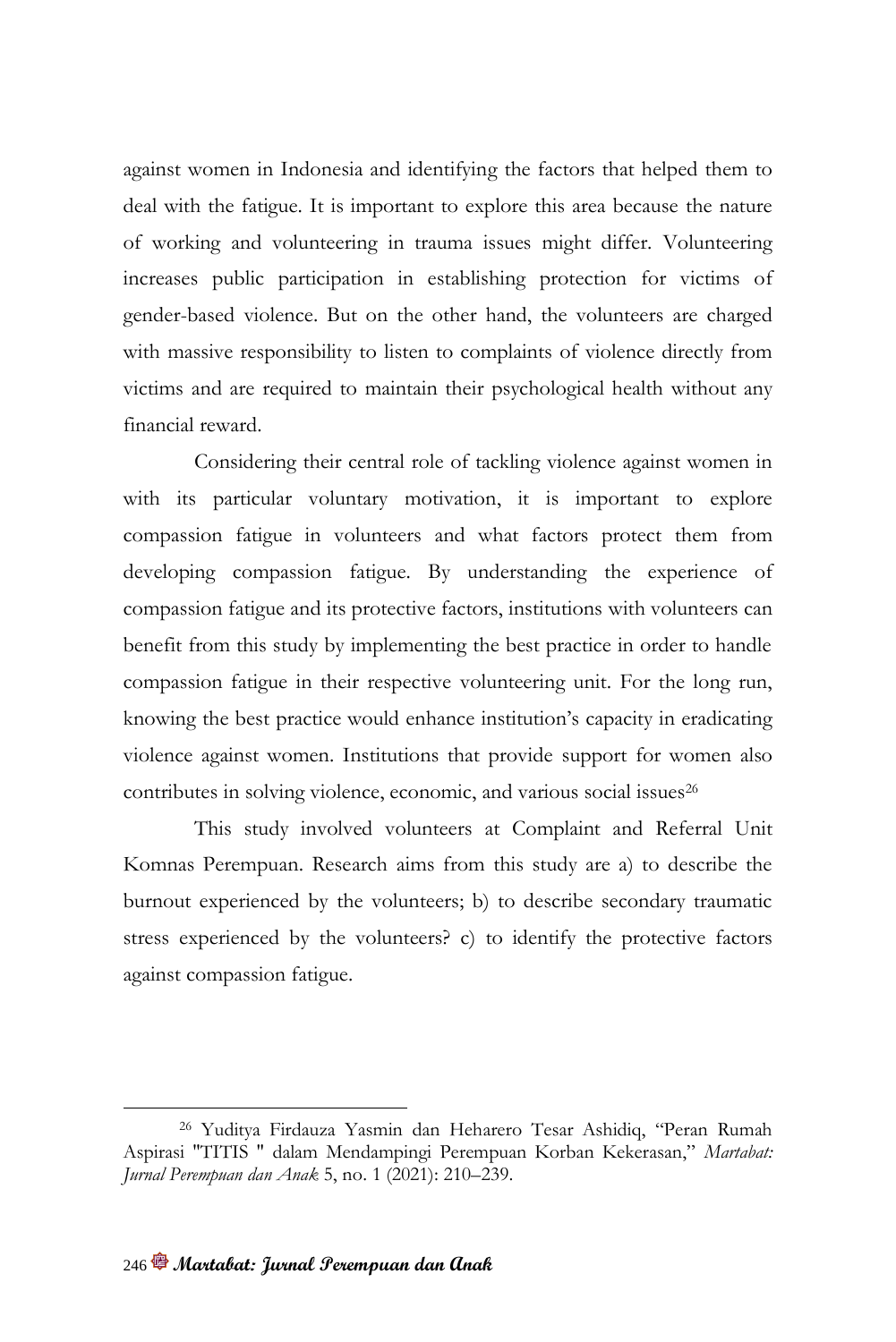against women in Indonesia and identifying the factors that helped them to deal with the fatigue. It is important to explore this area because the nature of working and volunteering in trauma issues might differ. Volunteering increases public participation in establishing protection for victims of gender-based violence. But on the other hand, the volunteers are charged with massive responsibility to listen to complaints of violence directly from victims and are required to maintain their psychological health without any financial reward.

Considering their central role of tackling violence against women in with its particular voluntary motivation, it is important to explore compassion fatigue in volunteers and what factors protect them from developing compassion fatigue. By understanding the experience of compassion fatigue and its protective factors, institutions with volunteers can benefit from this study by implementing the best practice in order to handle compassion fatigue in their respective volunteering unit. For the long run, knowing the best practice would enhance institution's capacity in eradicating violence against women. Institutions that provide support for women also contributes in solving violence, economic, and various social issues[26]

This study involved volunteers at Complaint and Referral Unit Komnas Perempuan. Research aims from this study are a) to describe the burnout experienced by the volunteers; b) to describe secondary traumatic stress experienced by the volunteers? c) to identify the protective factors against compassion fatigue.

---

[26] Yuditya Firdauza Yasmin dan Heharero Tesar Ashidiq, "Peran Rumah Aspirasi "TITIS " dalam Mendampingi Perempuan Korban Kekerasan," *Martabat: Jurnal Perempuan dan Anak* 5, no. 1 (2021): 210–239.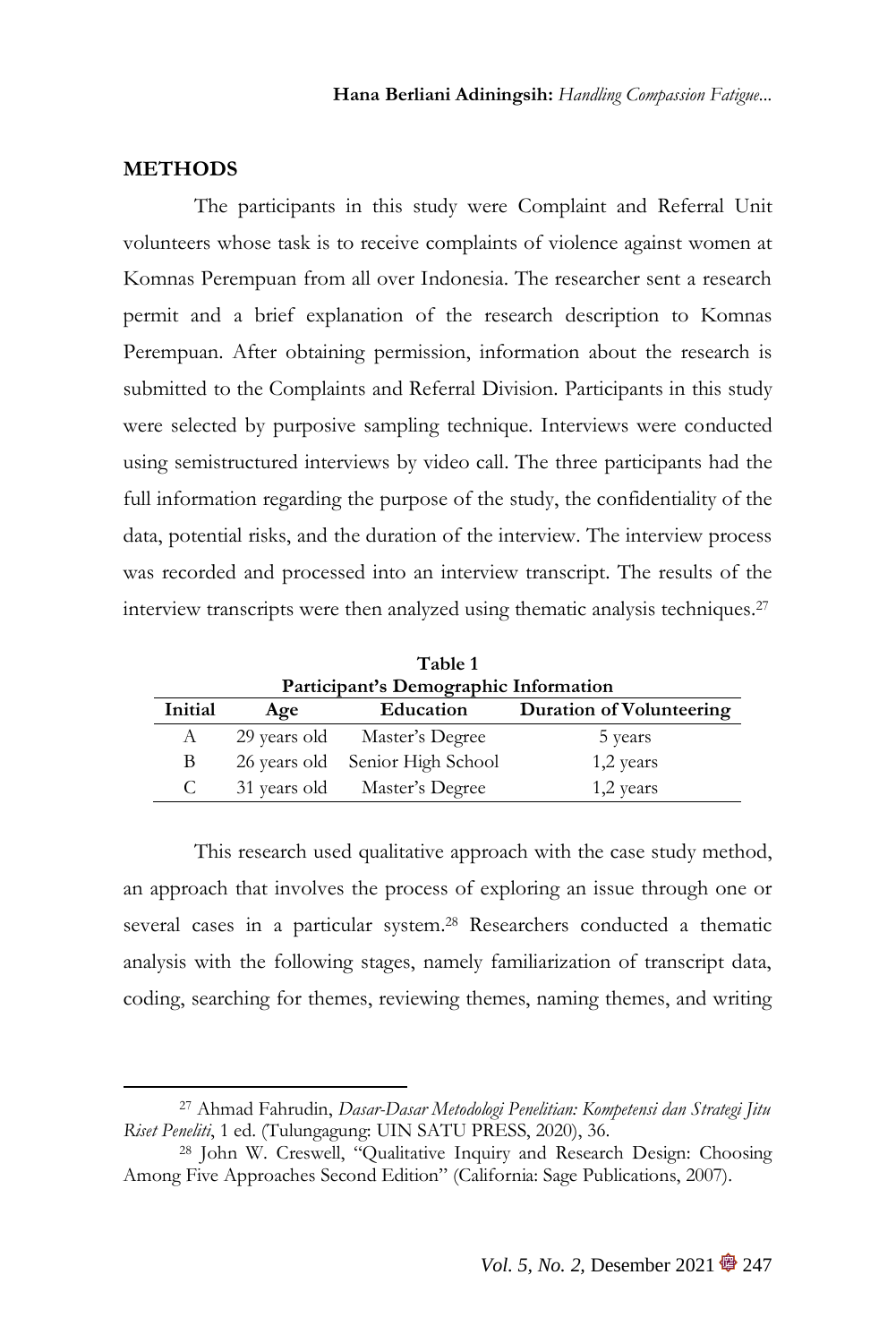## METHODS

The participants in this study were Complaint and Referral Unit volunteers whose task is to receive complaints of violence against women at Komnas Perempuan from all over Indonesia. The researcher sent a research permit and a brief explanation of the research description to Komnas Perempuan. After obtaining permission, information about the research is submitted to the Complaints and Referral Division. Participants in this study were selected by purposive sampling technique. Interviews were conducted using semistructured interviews by video call. The three participants had the full information regarding the purpose of the study, the confidentiality of the data, potential risks, and the duration of the interview. The interview process was recorded and processed into an interview transcript. The results of the interview transcripts were then analyzed using thematic analysis techniques.[27]

**Table 1**
**Participant's Demographic Information**

| Initial | Age | Education | Duration of Volunteering |
|---|---|---|---|
| A | 29 years old | Master's Degree | 5 years |
| B | 26 years old | Senior High School | 1,2 years |
| C | 31 years old | Master's Degree | 1,2 years |

This research used qualitative approach with the case study method, an approach that involves the process of exploring an issue through one or several cases in a particular system.[28] Researchers conducted a thematic analysis with the following stages, namely familiarization of transcript data, coding, searching for themes, reviewing themes, naming themes, and writing

---

[27] Ahmad Fahrudin, *Dasar-Dasar Metodologi Penelitian: Kompetensi dan Strategi Jitu Riset Peneliti*, 1 ed. (Tulungagung: UIN SATU PRESS, 2020), 36.

[28] John W. Creswell, "Qualitative Inquiry and Research Design: Choosing Among Five Approaches Second Edition" (California: Sage Publications, 2007).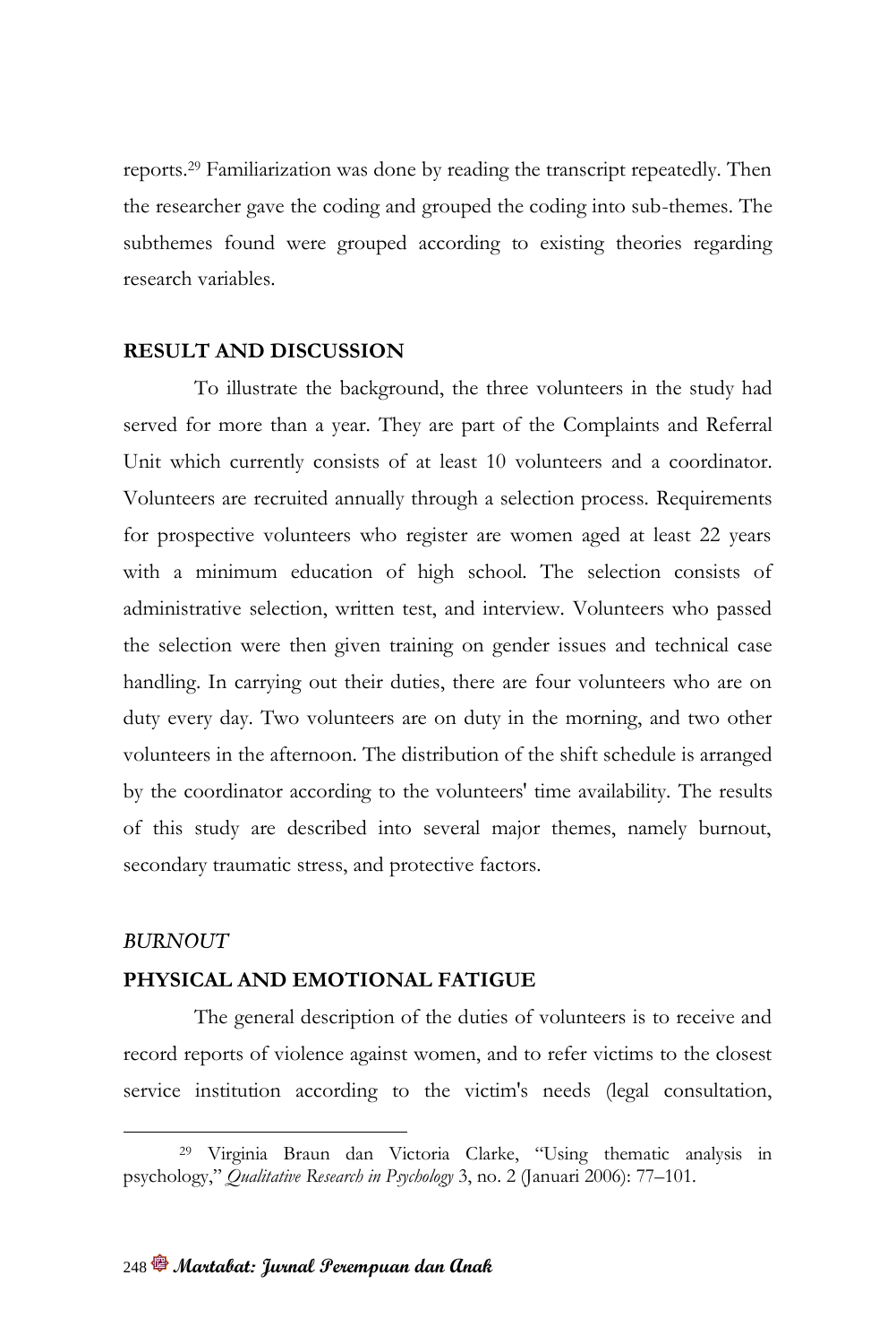reports.[29] Familiarization was done by reading the transcript repeatedly. Then the researcher gave the coding and grouped the coding into sub-themes. The subthemes found were grouped according to existing theories regarding research variables.

## RESULT AND DISCUSSION

To illustrate the background, the three volunteers in the study had served for more than a year. They are part of the Complaints and Referral Unit which currently consists of at least 10 volunteers and a coordinator. Volunteers are recruited annually through a selection process. Requirements for prospective volunteers who register are women aged at least 22 years with a minimum education of high school. The selection consists of administrative selection, written test, and interview. Volunteers who passed the selection were then given training on gender issues and technical case handling. In carrying out their duties, there are four volunteers who are on duty every day. Two volunteers are on duty in the morning, and two other volunteers in the afternoon. The distribution of the shift schedule is arranged by the coordinator according to the volunteers' time availability. The results of this study are described into several major themes, namely burnout, secondary traumatic stress, and protective factors.

### *BURNOUT*

#### PHYSICAL AND EMOTIONAL FATIGUE

The general description of the duties of volunteers is to receive and record reports of violence against women, and to refer victims to the closest service institution according to the victim's needs (legal consultation,

---

[29] Virginia Braun dan Victoria Clarke, "Using thematic analysis in psychology," *Qualitative Research in Psychology* 3, no. 2 (Januari 2006): 77–101.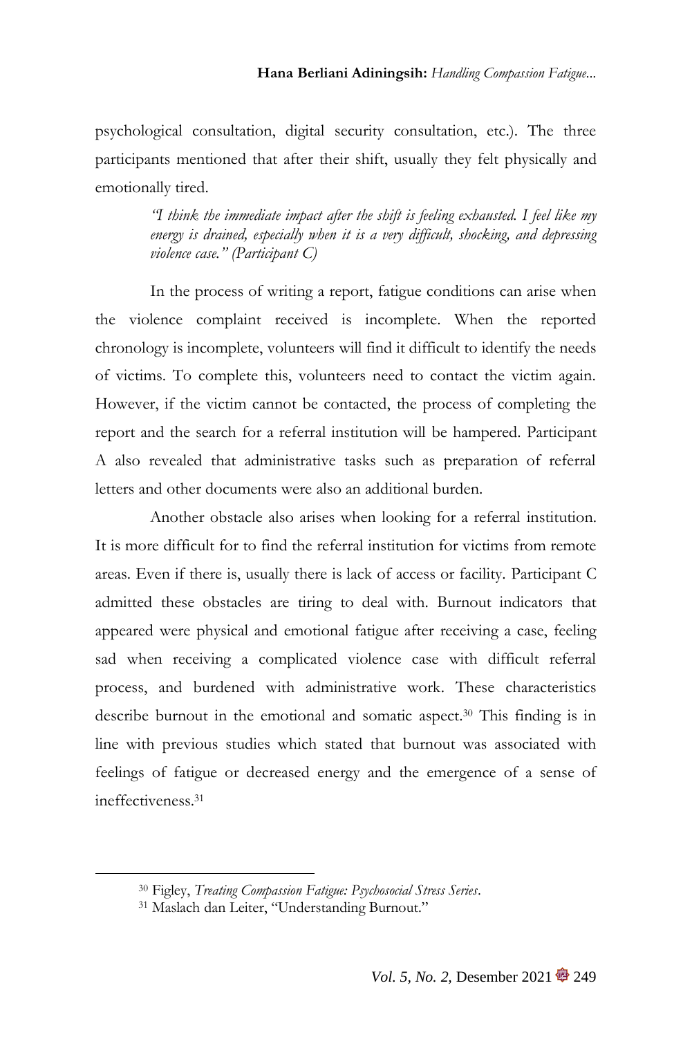psychological consultation, digital security consultation, etc.). The three participants mentioned that after their shift, usually they felt physically and emotionally tired.

> *"I think the immediate impact after the shift is feeling exhausted. I feel like my energy is drained, especially when it is a very difficult, shocking, and depressing violence case." (Participant C)*

In the process of writing a report, fatigue conditions can arise when the violence complaint received is incomplete. When the reported chronology is incomplete, volunteers will find it difficult to identify the needs of victims. To complete this, volunteers need to contact the victim again. However, if the victim cannot be contacted, the process of completing the report and the search for a referral institution will be hampered. Participant A also revealed that administrative tasks such as preparation of referral letters and other documents were also an additional burden.

Another obstacle also arises when looking for a referral institution. It is more difficult for to find the referral institution for victims from remote areas. Even if there is, usually there is lack of access or facility. Participant C admitted these obstacles are tiring to deal with. Burnout indicators that appeared were physical and emotional fatigue after receiving a case, feeling sad when receiving a complicated violence case with difficult referral process, and burdened with administrative work. These characteristics describe burnout in the emotional and somatic aspect.[30] This finding is in line with previous studies which stated that burnout was associated with feelings of fatigue or decreased energy and the emergence of a sense of ineffectiveness.[31]

---

[30] Figley, *Treating Compassion Fatigue: Psychosocial Stress Series*.

[31] Maslach dan Leiter, "Understanding Burnout."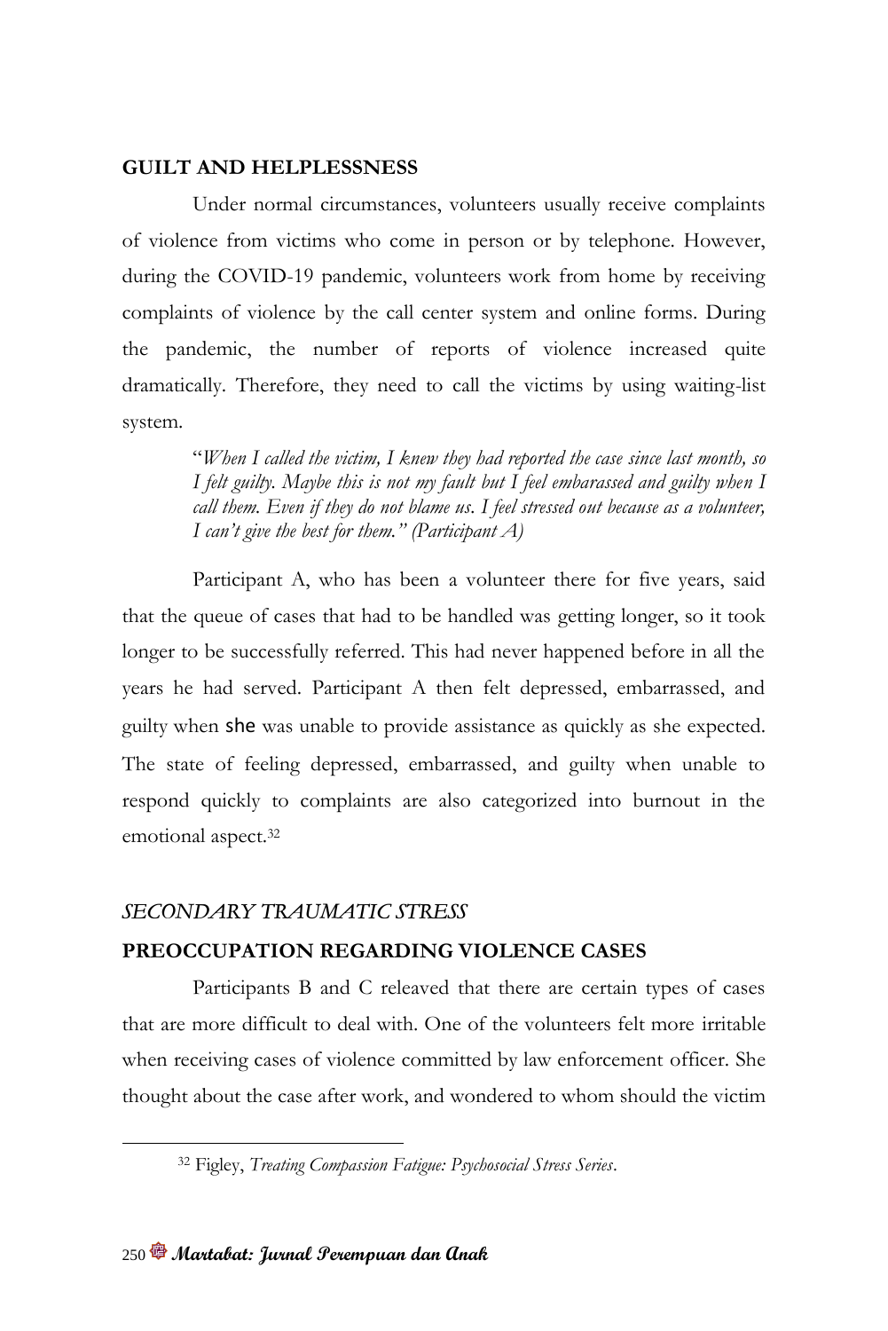## GUILT AND HELPLESSNESS

Under normal circumstances, volunteers usually receive complaints of violence from victims who come in person or by telephone. However, during the COVID-19 pandemic, volunteers work from home by receiving complaints of violence by the call center system and online forms. During the pandemic, the number of reports of violence increased quite dramatically. Therefore, they need to call the victims by using waiting-list system.

> "*When I called the victim, I knew they had reported the case since last month, so I felt guilty. Maybe this is not my fault but I feel embarassed and guilty when I call them. Even if they do not blame us. I feel stressed out because as a volunteer, I can't give the best for them." (Participant A)*

Participant A, who has been a volunteer there for five years, said that the queue of cases that had to be handled was getting longer, so it took longer to be successfully referred. This had never happened before in all the years he had served. Participant A then felt depressed, embarrassed, and guilty when she was unable to provide assistance as quickly as she expected. The state of feeling depressed, embarrassed, and guilty when unable to respond quickly to complaints are also categorized into burnout in the emotional aspect.[32]

## *SECONDARY TRAUMATIC STRESS*

## PREOCCUPATION REGARDING VIOLENCE CASES

Participants B and C releaved that there are certain types of cases that are more difficult to deal with. One of the volunteers felt more irritable when receiving cases of violence committed by law enforcement officer. She thought about the case after work, and wondered to whom should the victim

[32] Figley, *Treating Compassion Fatigue: Psychosocial Stress Series*.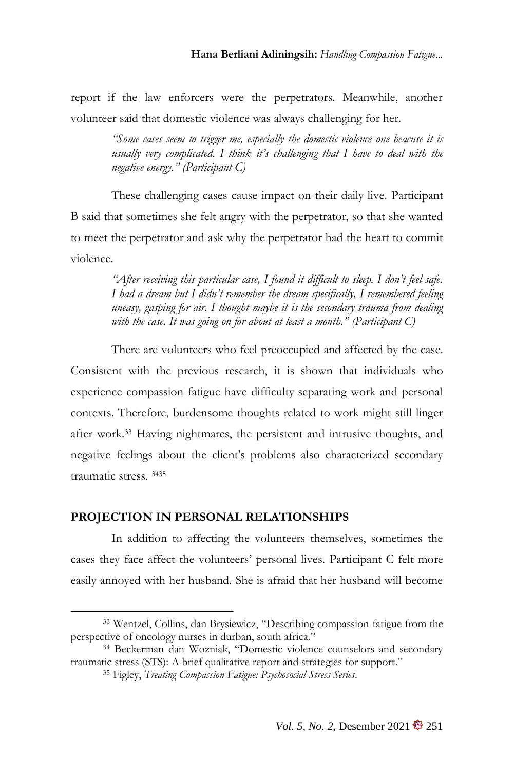report if the law enforcers were the perpetrators. Meanwhile, another volunteer said that domestic violence was always challenging for her.

> *"Some cases seem to trigger me, especially the domestic violence one beacuse it is usually very complicated. I think it's challenging that I have to deal with the negative energy." (Participant C)*

These challenging cases cause impact on their daily live. Participant B said that sometimes she felt angry with the perpetrator, so that she wanted to meet the perpetrator and ask why the perpetrator had the heart to commit violence.

> *"After receiving this particular case, I found it difficult to sleep. I don't feel safe. I had a dream but I didn't remember the dream specifically, I remembered feeling uneasy, gasping for air. I thought maybe it is the secondary trauma from dealing with the case. It was going on for about at least a month." (Participant C)*

There are volunteers who feel preoccupied and affected by the case. Consistent with the previous research, it is shown that individuals who experience compassion fatigue have difficulty separating work and personal contexts. Therefore, burdensome thoughts related to work might still linger after work.[33] Having nightmares, the persistent and intrusive thoughts, and negative feelings about the client's problems also characterized secondary traumatic stress. [34][35]

## PROJECTION IN PERSONAL RELATIONSHIPS

In addition to affecting the volunteers themselves, sometimes the cases they face affect the volunteers' personal lives. Participant C felt more easily annoyed with her husband. She is afraid that her husband will become

---

[33] Wentzel, Collins, dan Brysiewicz, "Describing compassion fatigue from the perspective of oncology nurses in durban, south africa."

[34] Beckerman dan Wozniak, "Domestic violence counselors and secondary traumatic stress (STS): A brief qualitative report and strategies for support."

[35] Figley, *Treating Compassion Fatigue: Psychosocial Stress Series*.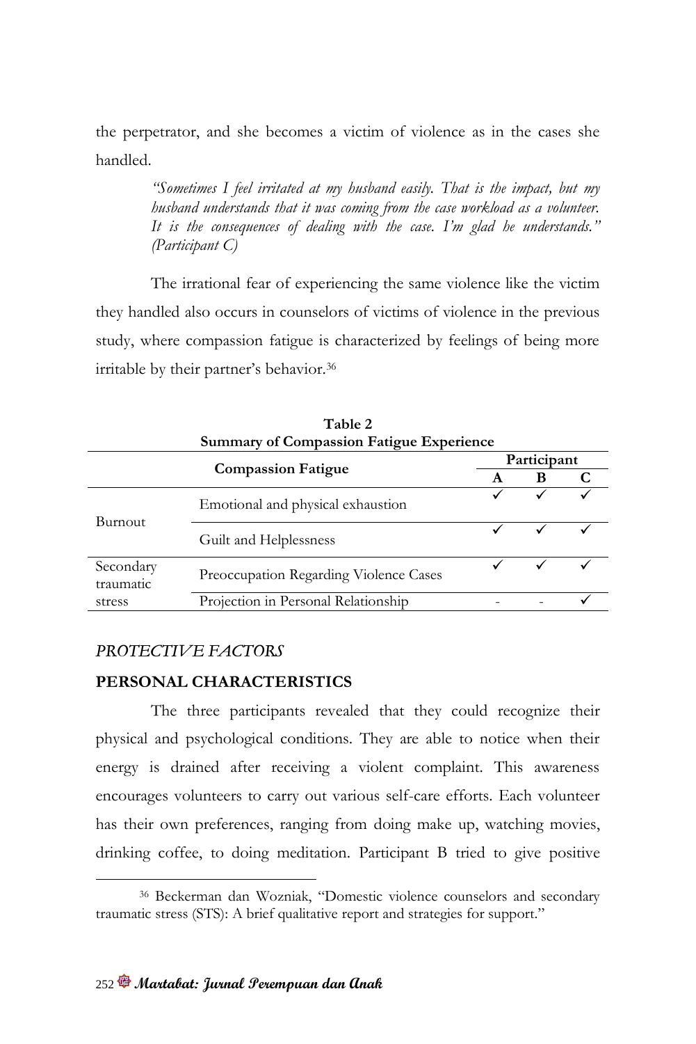the perpetrator, and she becomes a victim of violence as in the cases she handled.

> *"Sometimes I feel irritated at my husband easily. That is the impact, but my husband understands that it was coming from the case workload as a volunteer. It is the consequences of dealing with the case. I'm glad he understands." (Participant C)*

The irrational fear of experiencing the same violence like the victim they handled also occurs in counselors of victims of violence in the previous study, where compassion fatigue is characterized by feelings of being more irritable by their partner's behavior.[36]

**Table 2**
**Summary of Compassion Fatigue Experience**

| Compassion Fatigue | | Participant | | |
|---|---|---|---|---|
| | | **A** | **B** | **C** |
| Burnout | Emotional and physical exhaustion | ✓ | ✓ | ✓ |
| | Guilt and Helplessness | ✓ | ✓ | ✓ |
| Secondary traumatic stress | Preoccupation Regarding Violence Cases | ✓ | ✓ | ✓ |
| | Projection in Personal Relationship | - | - | ✓ |

## *PROTECTIVE FACTORS*

### PERSONAL CHARACTERISTICS

The three participants revealed that they could recognize their physical and psychological conditions. They are able to notice when their energy is drained after receiving a violent complaint. This awareness encourages volunteers to carry out various self-care efforts. Each volunteer has their own preferences, ranging from doing make up, watching movies, drinking coffee, to doing meditation. Participant B tried to give positive

[36] Beckerman dan Wozniak, "Domestic violence counselors and secondary traumatic stress (STS): A brief qualitative report and strategies for support."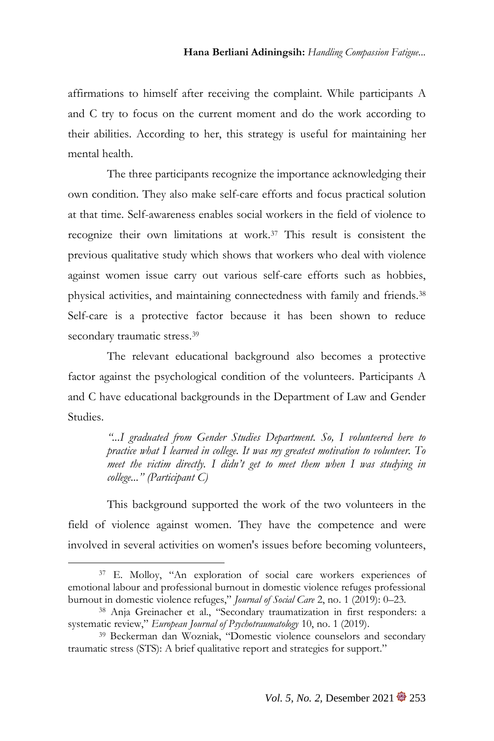affirmations to himself after receiving the complaint. While participants A and C try to focus on the current moment and do the work according to their abilities. According to her, this strategy is useful for maintaining her mental health.

The three participants recognize the importance acknowledging their own condition. They also make self-care efforts and focus practical solution at that time. Self-awareness enables social workers in the field of violence to recognize their own limitations at work.[37] This result is consistent the previous qualitative study which shows that workers who deal with violence against women issue carry out various self-care efforts such as hobbies, physical activities, and maintaining connectedness with family and friends.[38] Self-care is a protective factor because it has been shown to reduce secondary traumatic stress.[39]

The relevant educational background also becomes a protective factor against the psychological condition of the volunteers. Participants A and C have educational backgrounds in the Department of Law and Gender Studies.

> *"...I graduated from Gender Studies Department. So, I volunteered here to practice what I learned in college. It was my greatest motivation to volunteer. To meet the victim directly. I didn't get to meet them when I was studying in college..." (Participant C)*

This background supported the work of the two volunteers in the field of violence against women. They have the competence and were involved in several activities on women's issues before becoming volunteers,

---

[37] E. Molloy, "An exploration of social care workers experiences of emotional labour and professional burnout in domestic violence refuges professional burnout in domestic violence refuges," *Journal of Social Care* 2, no. 1 (2019): 0–23.

[38] Anja Greinacher et al., "Secondary traumatization in first responders: a systematic review," *European Journal of Psychotraumatology* 10, no. 1 (2019).

[39] Beckerman dan Wozniak, "Domestic violence counselors and secondary traumatic stress (STS): A brief qualitative report and strategies for support."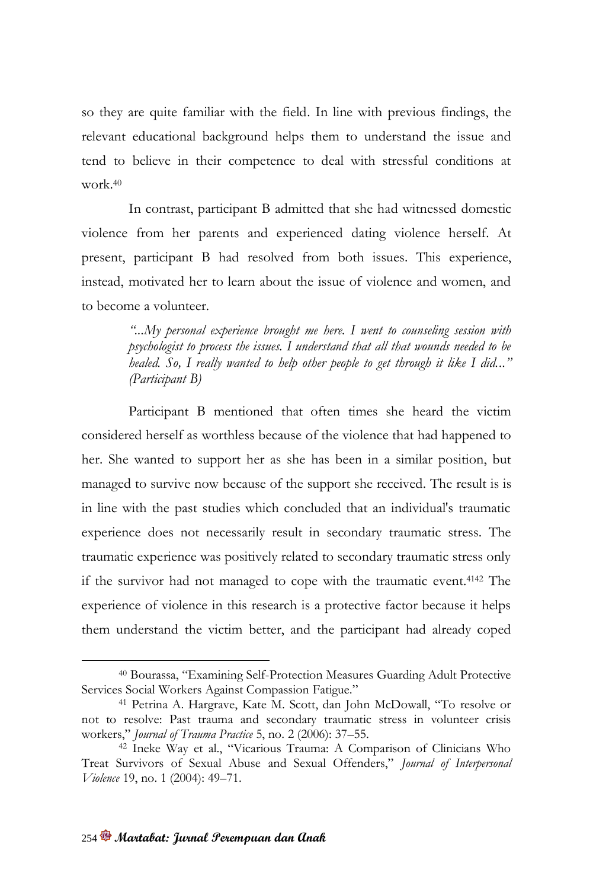so they are quite familiar with the field. In line with previous findings, the relevant educational background helps them to understand the issue and tend to believe in their competence to deal with stressful conditions at work.[40]

In contrast, participant B admitted that she had witnessed domestic violence from her parents and experienced dating violence herself. At present, participant B had resolved from both issues. This experience, instead, motivated her to learn about the issue of violence and women, and to become a volunteer.

> *"...My personal experience brought me here. I went to counseling session with psychologist to process the issues. I understand that all that wounds needed to be healed. So, I really wanted to help other people to get through it like I did..." (Participant B)*

Participant B mentioned that often times she heard the victim considered herself as worthless because of the violence that had happened to her. She wanted to support her as she has been in a similar position, but managed to survive now because of the support she received. The result is is in line with the past studies which concluded that an individual's traumatic experience does not necessarily result in secondary traumatic stress. The traumatic experience was positively related to secondary traumatic stress only if the survivor had not managed to cope with the traumatic event.[41][42] The experience of violence in this research is a protective factor because it helps them understand the victim better, and the participant had already coped

---

[40] Bourassa, "Examining Self-Protection Measures Guarding Adult Protective Services Social Workers Against Compassion Fatigue."

[41] Petrina A. Hargrave, Kate M. Scott, dan John McDowall, "To resolve or not to resolve: Past trauma and secondary traumatic stress in volunteer crisis workers," *Journal of Trauma Practice* 5, no. 2 (2006): 37–55.

[42] Ineke Way et al., "Vicarious Trauma: A Comparison of Clinicians Who Treat Survivors of Sexual Abuse and Sexual Offenders," *Journal of Interpersonal Violence* 19, no. 1 (2004): 49–71.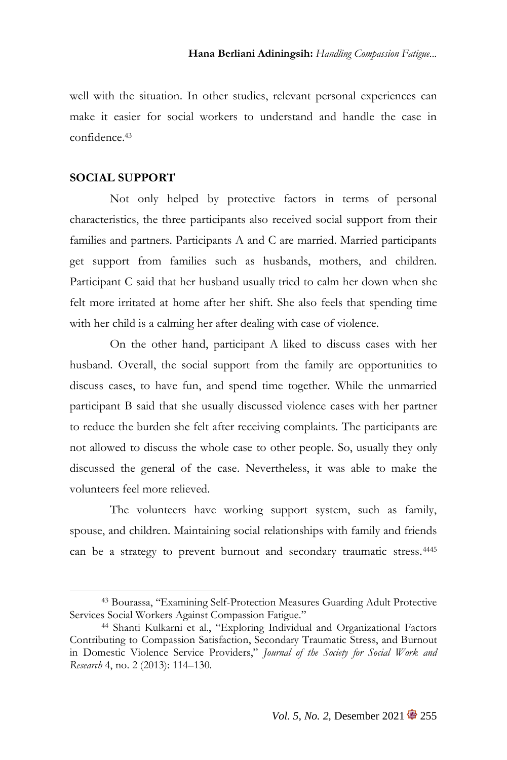well with the situation. In other studies, relevant personal experiences can make it easier for social workers to understand and handle the case in confidence.[43]

## SOCIAL SUPPORT

Not only helped by protective factors in terms of personal characteristics, the three participants also received social support from their families and partners. Participants A and C are married. Married participants get support from families such as husbands, mothers, and children. Participant C said that her husband usually tried to calm her down when she felt more irritated at home after her shift. She also feels that spending time with her child is a calming her after dealing with case of violence.

On the other hand, participant A liked to discuss cases with her husband. Overall, the social support from the family are opportunities to discuss cases, to have fun, and spend time together. While the unmarried participant B said that she usually discussed violence cases with her partner to reduce the burden she felt after receiving complaints. The participants are not allowed to discuss the whole case to other people. So, usually they only discussed the general of the case. Nevertheless, it was able to make the volunteers feel more relieved.

The volunteers have working support system, such as family, spouse, and children. Maintaining social relationships with family and friends can be a strategy to prevent burnout and secondary traumatic stress.[4445]

---

[43] Bourassa, "Examining Self-Protection Measures Guarding Adult Protective Services Social Workers Against Compassion Fatigue."

[44] Shanti Kulkarni et al., "Exploring Individual and Organizational Factors Contributing to Compassion Satisfaction, Secondary Traumatic Stress, and Burnout in Domestic Violence Service Providers," *Journal of the Society for Social Work and Research* 4, no. 2 (2013): 114–130.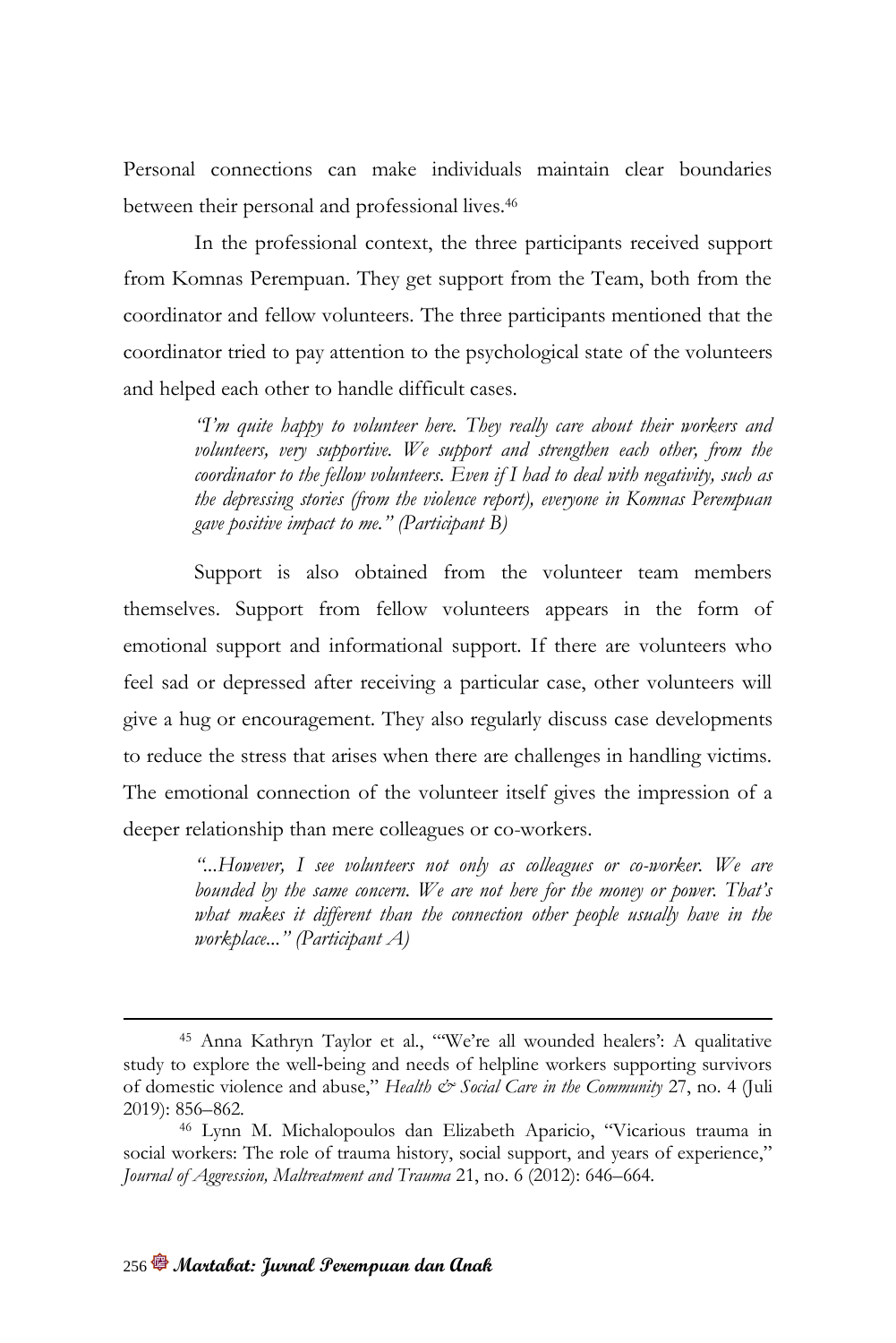Personal connections can make individuals maintain clear boundaries between their personal and professional lives.[46]

In the professional context, the three participants received support from Komnas Perempuan. They get support from the Team, both from the coordinator and fellow volunteers. The three participants mentioned that the coordinator tried to pay attention to the psychological state of the volunteers and helped each other to handle difficult cases.

> *"I'm quite happy to volunteer here. They really care about their workers and volunteers, very supportive. We support and strengthen each other, from the coordinator to the fellow volunteers. Even if I had to deal with negativity, such as the depressing stories (from the violence report), everyone in Komnas Perempuan gave positive impact to me." (Participant B)*

Support is also obtained from the volunteer team members themselves. Support from fellow volunteers appears in the form of emotional support and informational support. If there are volunteers who feel sad or depressed after receiving a particular case, other volunteers will give a hug or encouragement. They also regularly discuss case developments to reduce the stress that arises when there are challenges in handling victims. The emotional connection of the volunteer itself gives the impression of a deeper relationship than mere colleagues or co-workers.

> *"...However, I see volunteers not only as colleagues or co-worker. We are bounded by the same concern. We are not here for the money or power. That's what makes it different than the connection other people usually have in the workplace..." (Participant A)*

---

[45] Anna Kathryn Taylor et al., "'We're all wounded healers': A qualitative study to explore the well-being and needs of helpline workers supporting survivors of domestic violence and abuse," *Health & Social Care in the Community* 27, no. 4 (Juli 2019): 856–862.

[46] Lynn M. Michalopoulos dan Elizabeth Aparicio, "Vicarious trauma in social workers: The role of trauma history, social support, and years of experience," *Journal of Aggression, Maltreatment and Trauma* 21, no. 6 (2012): 646–664.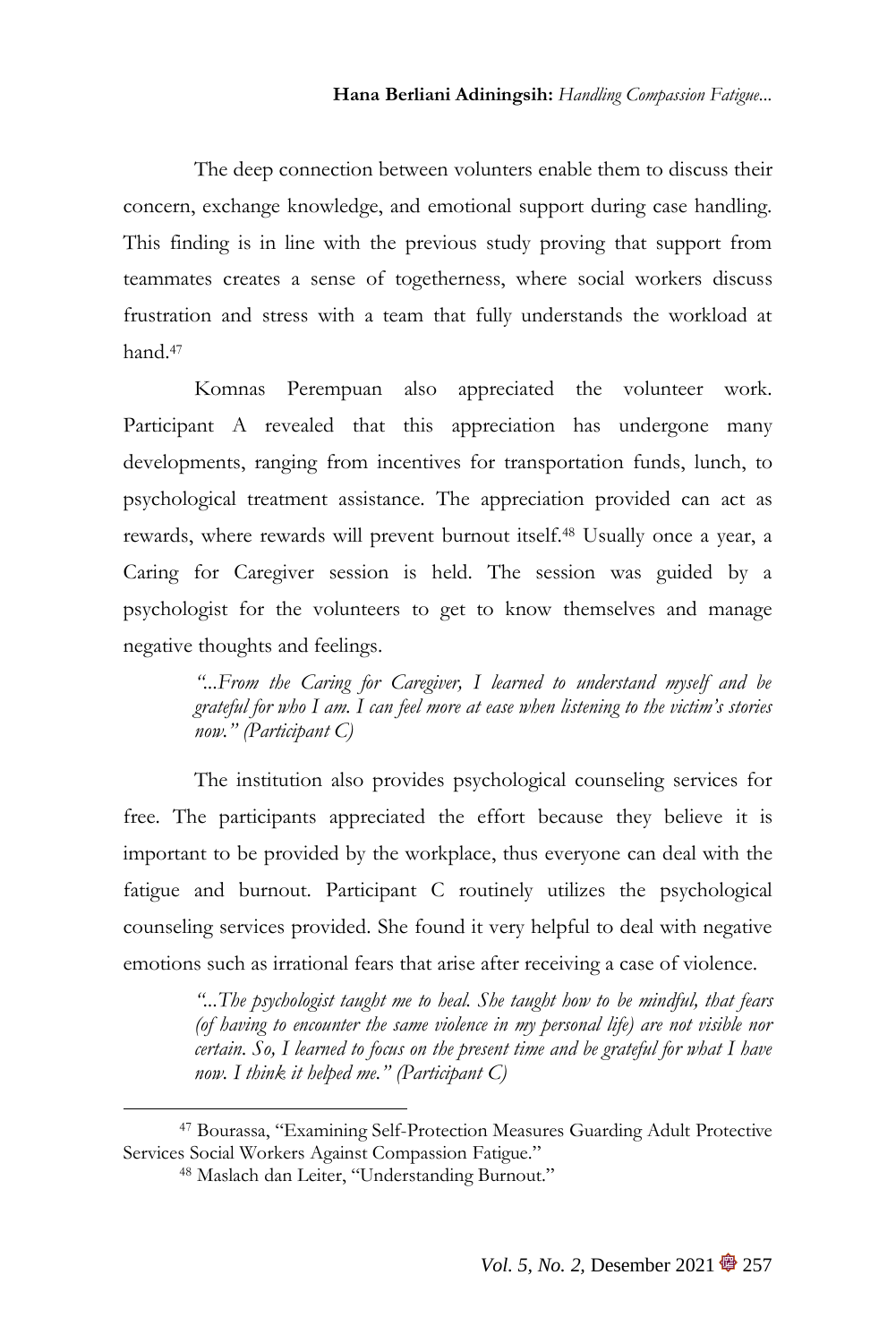The deep connection between volunteers enable them to discuss their concern, exchange knowledge, and emotional support during case handling. This finding is in line with the previous study proving that support from teammates creates a sense of togetherness, where social workers discuss frustration and stress with a team that fully understands the workload at hand.[47]

Komnas Perempuan also appreciated the volunteer work. Participant A revealed that this appreciation has undergone many developments, ranging from incentives for transportation funds, lunch, to psychological treatment assistance. The appreciation provided can act as rewards, where rewards will prevent burnout itself.[48] Usually once a year, a Caring for Caregiver session is held. The session was guided by a psychologist for the volunteers to get to know themselves and manage negative thoughts and feelings.

> *"...From the Caring for Caregiver, I learned to understand myself and be grateful for who I am. I can feel more at ease when listening to the victim's stories now." (Participant C)*

The institution also provides psychological counseling services for free. The participants appreciated the effort because they believe it is important to be provided by the workplace, thus everyone can deal with the fatigue and burnout. Participant C routinely utilizes the psychological counseling services provided. She found it very helpful to deal with negative emotions such as irrational fears that arise after receiving a case of violence.

> *"...The psychologist taught me to heal. She taught how to be mindful, that fears (of having to encounter the same violence in my personal life) are not visible nor certain. So, I learned to focus on the present time and be grateful for what I have now. I think it helped me." (Participant C)*

---

[47] Bourassa, "Examining Self-Protection Measures Guarding Adult Protective Services Social Workers Against Compassion Fatigue."

[48] Maslach dan Leiter, "Understanding Burnout."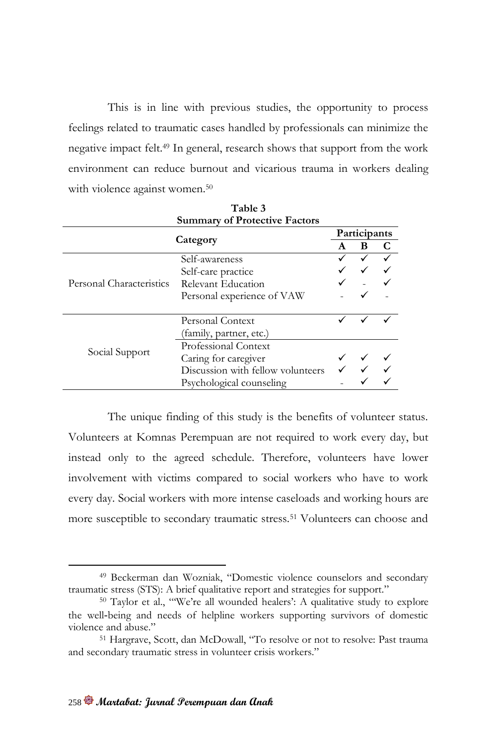This is in line with previous studies, the opportunity to process feelings related to traumatic cases handled by professionals can minimize the negative impact felt.[49] In general, research shows that support from the work environment can reduce burnout and vicarious trauma in workers dealing with violence against women.[50]

**Table 3**
**Summary of Protective Factors**

| Category | | Participants | | |
|---|---|---|---|---|
| | | A | B | C |
| Personal Characteristics | Self-awareness | ✓ | ✓ | ✓ |
| | Self-care practice | ✓ | ✓ | ✓ |
| | Relevant Education | ✓ | - | ✓ |
| | Personal experience of VAW | - | ✓ | - |
| Social Support | Personal Context (family, partner, etc.) | ✓ | ✓ | ✓ |
| | Professional Context | | | |
| | Caring for caregiver | ✓ | ✓ | ✓ |
| | Discussion with fellow volunteers | ✓ | ✓ | ✓ |
| | Psychological counseling | - | ✓ | ✓ |

The unique finding of this study is the benefits of volunteer status. Volunteers at Komnas Perempuan are not required to work every day, but instead only to the agreed schedule. Therefore, volunteers have lower involvement with victims compared to social workers who have to work every day. Social workers with more intense caseloads and working hours are more susceptible to secondary traumatic stress.[51] Volunteers can choose and

[49] Beckerman dan Wozniak, "Domestic violence counselors and secondary traumatic stress (STS): A brief qualitative report and strategies for support."

[50] Taylor et al., "'We're all wounded healers': A qualitative study to explore the well-being and needs of helpline workers supporting survivors of domestic violence and abuse."

[51] Hargrave, Scott, dan McDowall, "To resolve or not to resolve: Past trauma and secondary traumatic stress in volunteer crisis workers."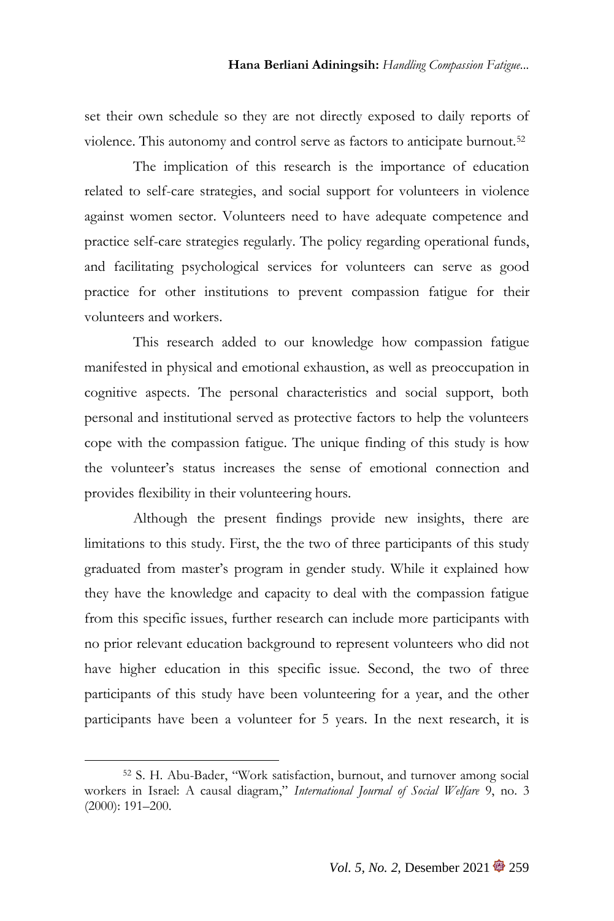set their own schedule so they are not directly exposed to daily reports of violence. This autonomy and control serve as factors to anticipate burnout.[52]

The implication of this research is the importance of education related to self-care strategies, and social support for volunteers in violence against women sector. Volunteers need to have adequate competence and practice self-care strategies regularly. The policy regarding operational funds, and facilitating psychological services for volunteers can serve as good practice for other institutions to prevent compassion fatigue for their volunteers and workers.

This research added to our knowledge how compassion fatigue manifested in physical and emotional exhaustion, as well as preoccupation in cognitive aspects. The personal characteristics and social support, both personal and institutional served as protective factors to help the volunteers cope with the compassion fatigue. The unique finding of this study is how the volunteer's status increases the sense of emotional connection and provides flexibility in their volunteering hours.

Although the present findings provide new insights, there are limitations to this study. First, the the two of three participants of this study graduated from master's program in gender study. While it explained how they have the knowledge and capacity to deal with the compassion fatigue from this specific issues, further research can include more participants with no prior relevant education background to represent volunteers who did not have higher education in this specific issue. Second, the two of three participants of this study have been volunteering for a year, and the other participants have been a volunteer for 5 years. In the next research, it is

---

[52] S. H. Abu-Bader, "Work satisfaction, burnout, and turnover among social workers in Israel: A causal diagram," *International Journal of Social Welfare* 9, no. 3 (2000): 191–200.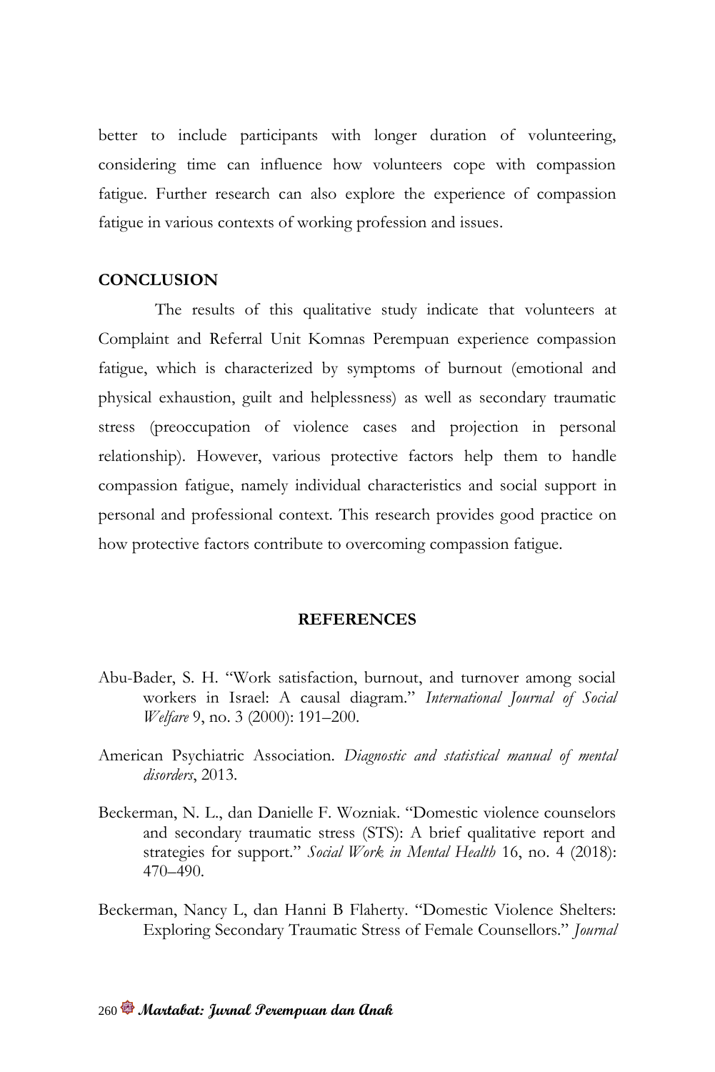better to include participants with longer duration of volunteering, considering time can influence how volunteers cope with compassion fatigue. Further research can also explore the experience of compassion fatigue in various contexts of working profession and issues.

## CONCLUSION

The results of this qualitative study indicate that volunteers at Complaint and Referral Unit Komnas Perempuan experience compassion fatigue, which is characterized by symptoms of burnout (emotional and physical exhaustion, guilt and helplessness) as well as secondary traumatic stress (preoccupation of violence cases and projection in personal relationship). However, various protective factors help them to handle compassion fatigue, namely individual characteristics and social support in personal and professional context. This research provides good practice on how protective factors contribute to overcoming compassion fatigue.

## REFERENCES

Abu-Bader, S. H. "Work satisfaction, burnout, and turnover among social workers in Israel: A causal diagram." *International Journal of Social Welfare* 9, no. 3 (2000): 191–200.

American Psychiatric Association. *Diagnostic and statistical manual of mental disorders*, 2013.

Beckerman, N. L., dan Danielle F. Wozniak. "Domestic violence counselors and secondary traumatic stress (STS): A brief qualitative report and strategies for support." *Social Work in Mental Health* 16, no. 4 (2018): 470–490.

Beckerman, Nancy L, dan Hanni B Flaherty. "Domestic Violence Shelters: Exploring Secondary Traumatic Stress of Female Counsellors." *Journal*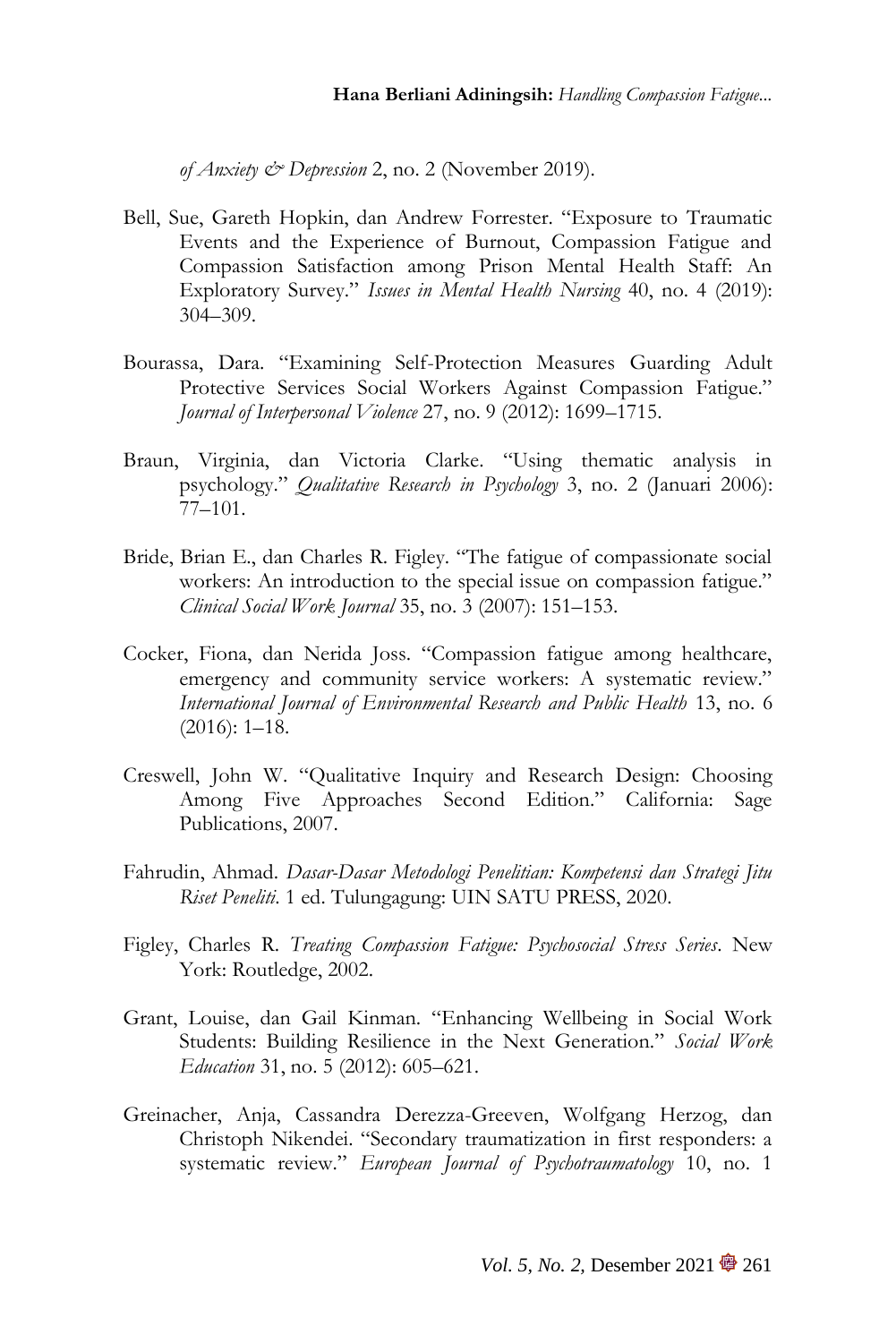*of Anxiety & Depression* 2, no. 2 (November 2019).

Bell, Sue, Gareth Hopkin, dan Andrew Forrester. "Exposure to Traumatic Events and the Experience of Burnout, Compassion Fatigue and Compassion Satisfaction among Prison Mental Health Staff: An Exploratory Survey." *Issues in Mental Health Nursing* 40, no. 4 (2019): 304–309.

Bourassa, Dara. "Examining Self-Protection Measures Guarding Adult Protective Services Social Workers Against Compassion Fatigue." *Journal of Interpersonal Violence* 27, no. 9 (2012): 1699–1715.

Braun, Virginia, dan Victoria Clarke. "Using thematic analysis in psychology." *Qualitative Research in Psychology* 3, no. 2 (Januari 2006): 77–101.

Bride, Brian E., dan Charles R. Figley. "The fatigue of compassionate social workers: An introduction to the special issue on compassion fatigue." *Clinical Social Work Journal* 35, no. 3 (2007): 151–153.

Cocker, Fiona, dan Nerida Joss. "Compassion fatigue among healthcare, emergency and community service workers: A systematic review." *International Journal of Environmental Research and Public Health* 13, no. 6 (2016): 1–18.

Creswell, John W. "Qualitative Inquiry and Research Design: Choosing Among Five Approaches Second Edition." California: Sage Publications, 2007.

Fahrudin, Ahmad. *Dasar-Dasar Metodologi Penelitian: Kompetensi dan Strategi Jitu Riset Peneliti*. 1 ed. Tulungagung: UIN SATU PRESS, 2020.

Figley, Charles R. *Treating Compassion Fatigue: Psychosocial Stress Series*. New York: Routledge, 2002.

Grant, Louise, dan Gail Kinman. "Enhancing Wellbeing in Social Work Students: Building Resilience in the Next Generation." *Social Work Education* 31, no. 5 (2012): 605–621.

Greinacher, Anja, Cassandra Derezza-Greeven, Wolfgang Herzog, dan Christoph Nikendei. "Secondary traumatization in first responders: a systematic review." *European Journal of Psychotraumatology* 10, no. 1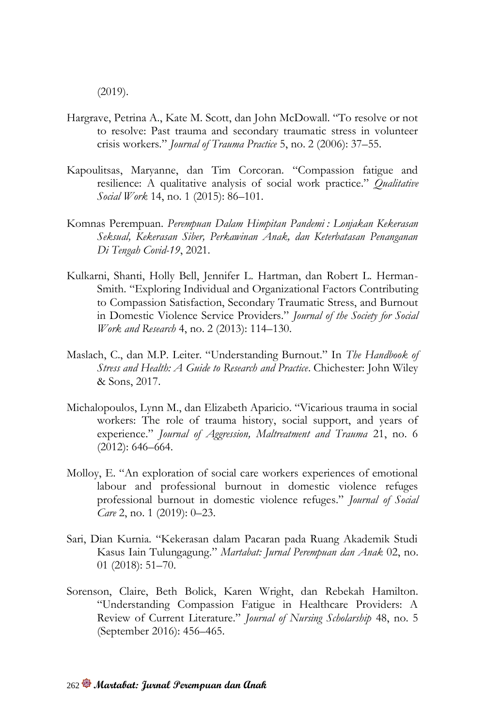(2019).

Hargrave, Petrina A., Kate M. Scott, dan John McDowall. "To resolve or not to resolve: Past trauma and secondary traumatic stress in volunteer crisis workers." *Journal of Trauma Practice* 5, no. 2 (2006): 37–55.

Kapoulitsas, Maryanne, dan Tim Corcoran. "Compassion fatigue and resilience: A qualitative analysis of social work practice." *Qualitative Social Work* 14, no. 1 (2015): 86–101.

Komnas Perempuan. *Perempuan Dalam Himpitan Pandemi : Lonjakan Kekerasan Seksual, Kekerasan Siber, Perkawinan Anak, dan Keterbatasan Penanganan Di Tengah Covid-19*, 2021.

Kulkarni, Shanti, Holly Bell, Jennifer L. Hartman, dan Robert L. Herman-Smith. "Exploring Individual and Organizational Factors Contributing to Compassion Satisfaction, Secondary Traumatic Stress, and Burnout in Domestic Violence Service Providers." *Journal of the Society for Social Work and Research* 4, no. 2 (2013): 114–130.

Maslach, C., dan M.P. Leiter. "Understanding Burnout." In *The Handbook of Stress and Health: A Guide to Research and Practice*. Chichester: John Wiley & Sons, 2017.

Michalopoulos, Lynn M., dan Elizabeth Aparicio. "Vicarious trauma in social workers: The role of trauma history, social support, and years of experience." *Journal of Aggression, Maltreatment and Trauma* 21, no. 6 (2012): 646–664.

Molloy, E. "An exploration of social care workers experiences of emotional labour and professional burnout in domestic violence refuges professional burnout in domestic violence refuges." *Journal of Social Care* 2, no. 1 (2019): 0–23.

Sari, Dian Kurnia. "Kekerasan dalam Pacaran pada Ruang Akademik Studi Kasus Iain Tulungagung." *Martabat: Jurnal Perempuan dan Anak* 02, no. 01 (2018): 51–70.

Sorenson, Claire, Beth Bolick, Karen Wright, dan Rebekah Hamilton. "Understanding Compassion Fatigue in Healthcare Providers: A Review of Current Literature." *Journal of Nursing Scholarship* 48, no. 5 (September 2016): 456–465.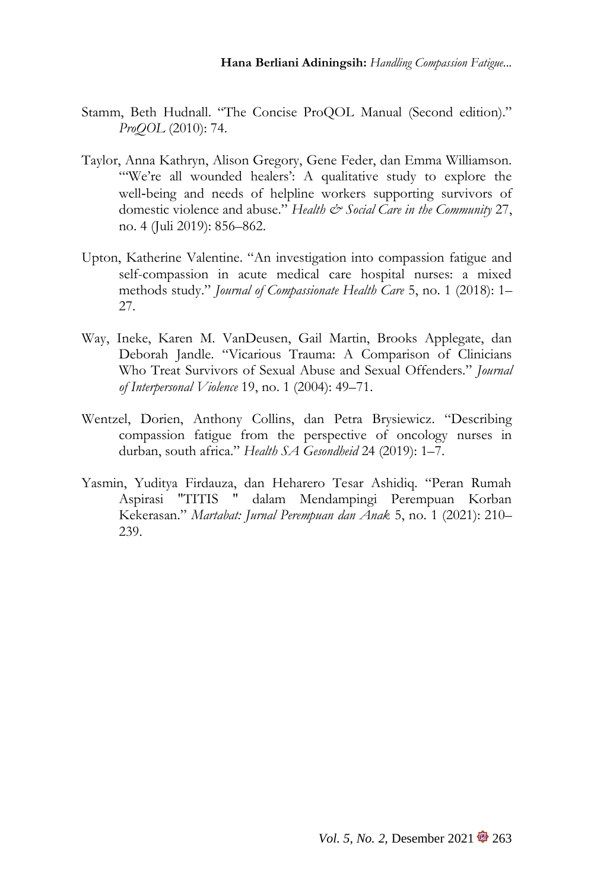Stamm, Beth Hudnall. "The Concise ProQOL Manual (Second edition)." *ProQOL* (2010): 74.

Taylor, Anna Kathryn, Alison Gregory, Gene Feder, dan Emma Williamson. "'We're all wounded healers': A qualitative study to explore the well-being and needs of helpline workers supporting survivors of domestic violence and abuse." *Health & Social Care in the Community* 27, no. 4 (Juli 2019): 856–862.

Upton, Katherine Valentine. "An investigation into compassion fatigue and self-compassion in acute medical care hospital nurses: a mixed methods study." *Journal of Compassionate Health Care* 5, no. 1 (2018): 1–27.

Way, Ineke, Karen M. VanDeusen, Gail Martin, Brooks Applegate, dan Deborah Jandle. "Vicarious Trauma: A Comparison of Clinicians Who Treat Survivors of Sexual Abuse and Sexual Offenders." *Journal of Interpersonal Violence* 19, no. 1 (2004): 49–71.

Wentzel, Dorien, Anthony Collins, dan Petra Brysiewicz. "Describing compassion fatigue from the perspective of oncology nurses in durban, south africa." *Health SA Gesondheid* 24 (2019): 1–7.

Yasmin, Yuditya Firdauza, dan Heharero Tesar Ashidiq. "Peran Rumah Aspirasi "TITIS " dalam Mendampingi Perempuan Korban Kekerasan." *Martabat: Jurnal Perempuan dan Anak* 5, no. 1 (2021): 210–239.